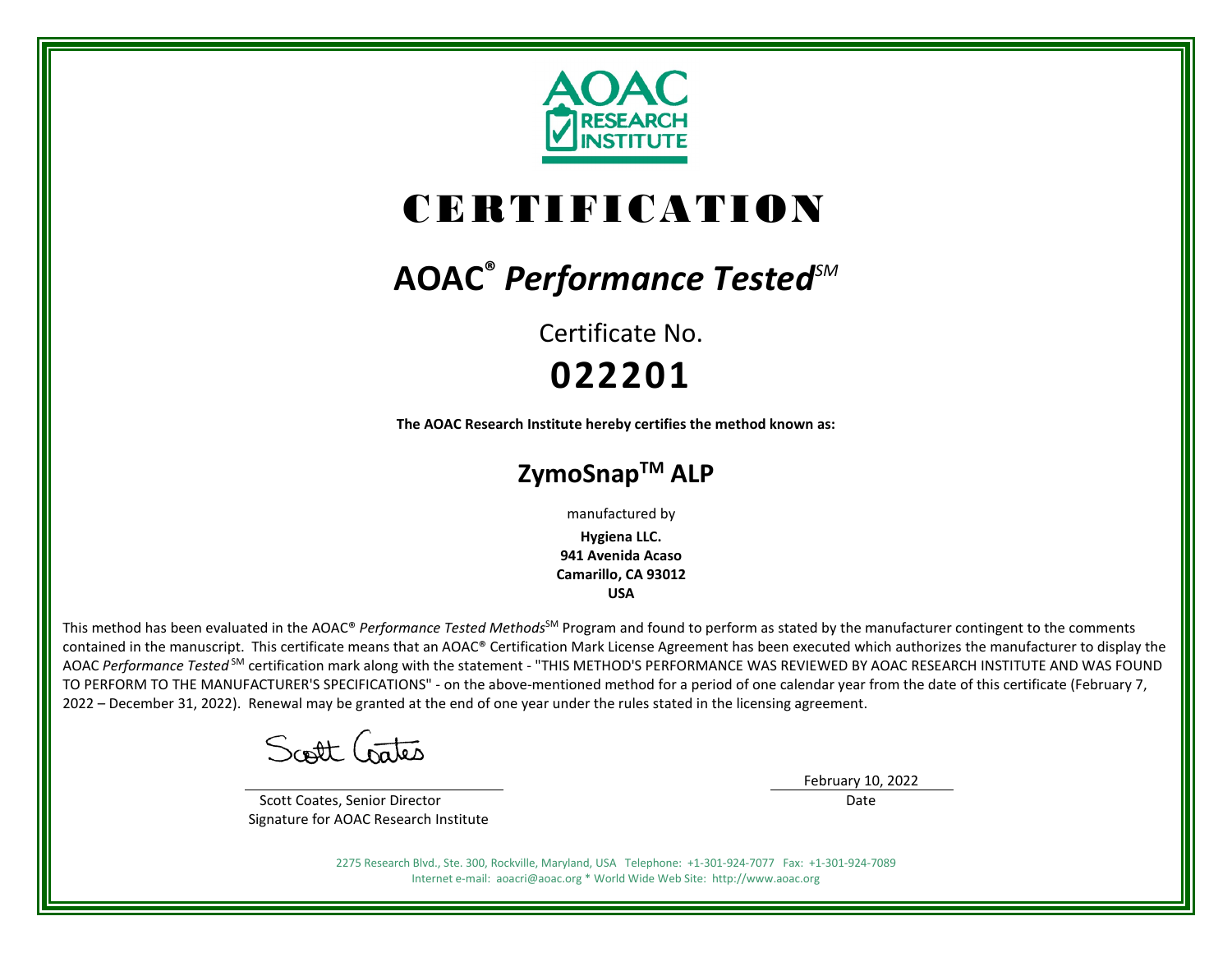AOAC RESEARCH INSTITUTE

# CERTIFICATION

## AOAC® *Performance Tested*SM

Certificate No.

**022201**

**The AOAC Research Institute hereby certifies the method known as:**

## ZymoSnapTM ALP

manufactured by

**Hygiena LLC.**
**941 Avenida Acaso**
**Camarillo, CA 93012**
**USA**

This method has been evaluated in the AOAC® *Performance Tested Methods*SM Program and found to perform as stated by the manufacturer contingent to the comments contained in the manuscript. This certificate means that an AOAC® Certification Mark License Agreement has been executed which authorizes the manufacturer to display the AOAC *Performance Tested* SM certification mark along with the statement - "THIS METHOD'S PERFORMANCE WAS REVIEWED BY AOAC RESEARCH INSTITUTE AND WAS FOUND TO PERFORM TO THE MANUFACTURER'S SPECIFICATIONS" - on the above-mentioned method for a period of one calendar year from the date of this certificate (February 7, 2022 – December 31, 2022). Renewal may be granted at the end of one year under the rules stated in the licensing agreement.

Scott Coates

Scott Coates, Senior Director
Signature for AOAC Research Institute

February 10, 2022
Date

2275 Research Blvd., Ste. 300, Rockville, Maryland, USA Telephone: +1-301-924-7077 Fax: +1-301-924-7089
Internet e-mail: aoacri@aoac.org * World Wide Web Site: http://www.aoac.org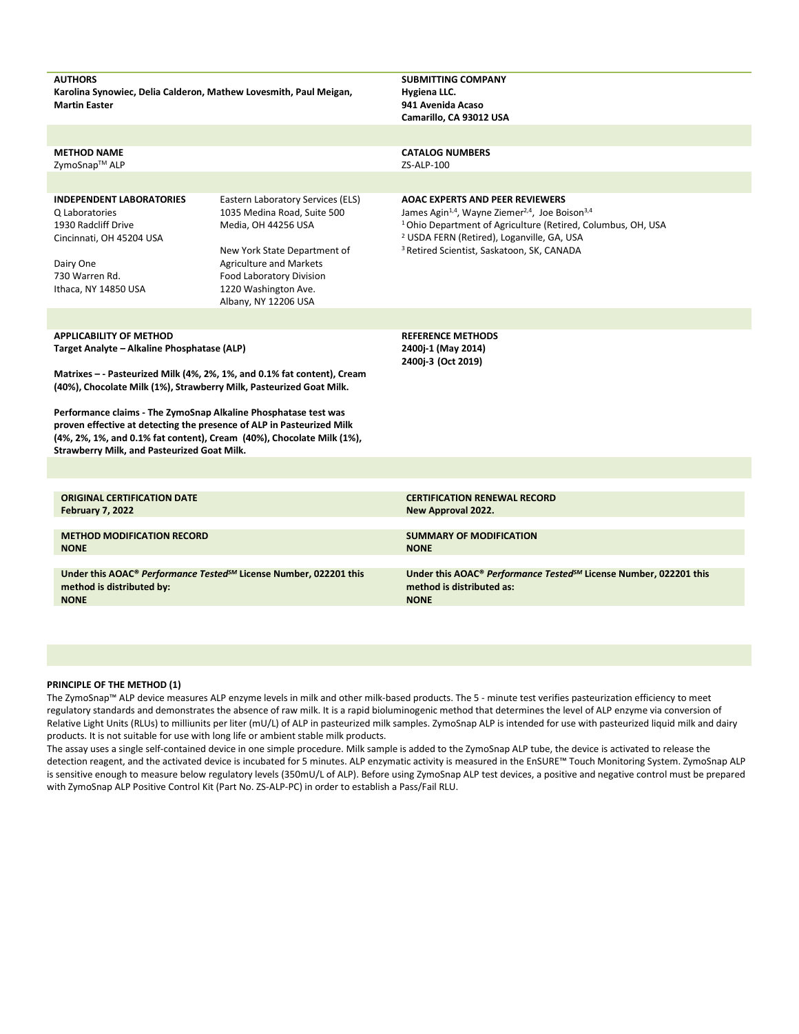**AUTHORS**
**Karolina Synowiec, Delia Calderon, Mathew Lovesmith, Paul Meigan, Martin Easter**

**SUBMITTING COMPANY**
**Hygiena LLC.**
**941 Avenida Acaso**
**Camarillo, CA 93012 USA**

**METHOD NAME**
ZymoSnap™ ALP

**CATALOG NUMBERS**
ZS-ALP-100

**INDEPENDENT LABORATORIES**
Q Laboratories
1930 Radcliff Drive
Cincinnati, OH 45204 USA

Dairy One
730 Warren Rd.
Ithaca, NY 14850 USA

Eastern Laboratory Services (ELS)
1035 Medina Road, Suite 500
Media, OH 44256 USA

New York State Department of Agriculture and Markets
Food Laboratory Division
1220 Washington Ave.
Albany, NY 12206 USA

**AOAC EXPERTS AND PEER REVIEWERS**
James Agin[1,4], Wayne Ziemer[2,4], Joe Boison[3,4]
[1] Ohio Department of Agriculture (Retired, Columbus, OH, USA
[2] USDA FERN (Retired), Loganville, GA, USA
[3] Retired Scientist, Saskatoon, SK, CANADA

**APPLICABILITY OF METHOD**
**Target Analyte – Alkaline Phosphatase (ALP)**

**Matrixes – - Pasteurized Milk (4%, 2%, 1%, and 0.1% fat content), Cream (40%), Chocolate Milk (1%), Strawberry Milk, Pasteurized Goat Milk.**

**Performance claims - The ZymoSnap Alkaline Phosphatase test was proven effective at detecting the presence of ALP in Pasteurized Milk (4%, 2%, 1%, and 0.1% fat content), Cream (40%), Chocolate Milk (1%), Strawberry Milk, and Pasteurized Goat Milk.**

**REFERENCE METHODS**
**2400j-1 (May 2014)**
**2400j-3 (Oct 2019)**

**ORIGINAL CERTIFICATION DATE**
**February 7, 2022**

**CERTIFICATION RENEWAL RECORD**
**New Approval 2022.**

**METHOD MODIFICATION RECORD**
**NONE**

**SUMMARY OF MODIFICATION**
**NONE**

**Under this AOAC® *Performance Tested*SM License Number, 022201 this method is distributed by:**
**NONE**

**Under this AOAC® *Performance Tested*SM License Number, 022201 this method is distributed as:**
**NONE**

**PRINCIPLE OF THE METHOD (1)**

The ZymoSnap™ ALP device measures ALP enzyme levels in milk and other milk-based products. The 5 - minute test verifies pasteurization efficiency to meet regulatory standards and demonstrates the absence of raw milk. It is a rapid bioluminogenic method that determines the level of ALP enzyme via conversion of Relative Light Units (RLUs) to milliunits per liter (mU/L) of ALP in pasteurized milk samples. ZymoSnap ALP is intended for use with pasteurized liquid milk and dairy products. It is not suitable for use with long life or ambient stable milk products.

The assay uses a single self-contained device in one simple procedure. Milk sample is added to the ZymoSnap ALP tube, the device is activated to release the detection reagent, and the activated device is incubated for 5 minutes. ALP enzymatic activity is measured in the EnSURE™ Touch Monitoring System. ZymoSnap ALP is sensitive enough to measure below regulatory levels (350mU/L of ALP). Before using ZymoSnap ALP test devices, a positive and negative control must be prepared with ZymoSnap ALP Positive Control Kit (Part No. ZS-ALP-PC) in order to establish a Pass/Fail RLU.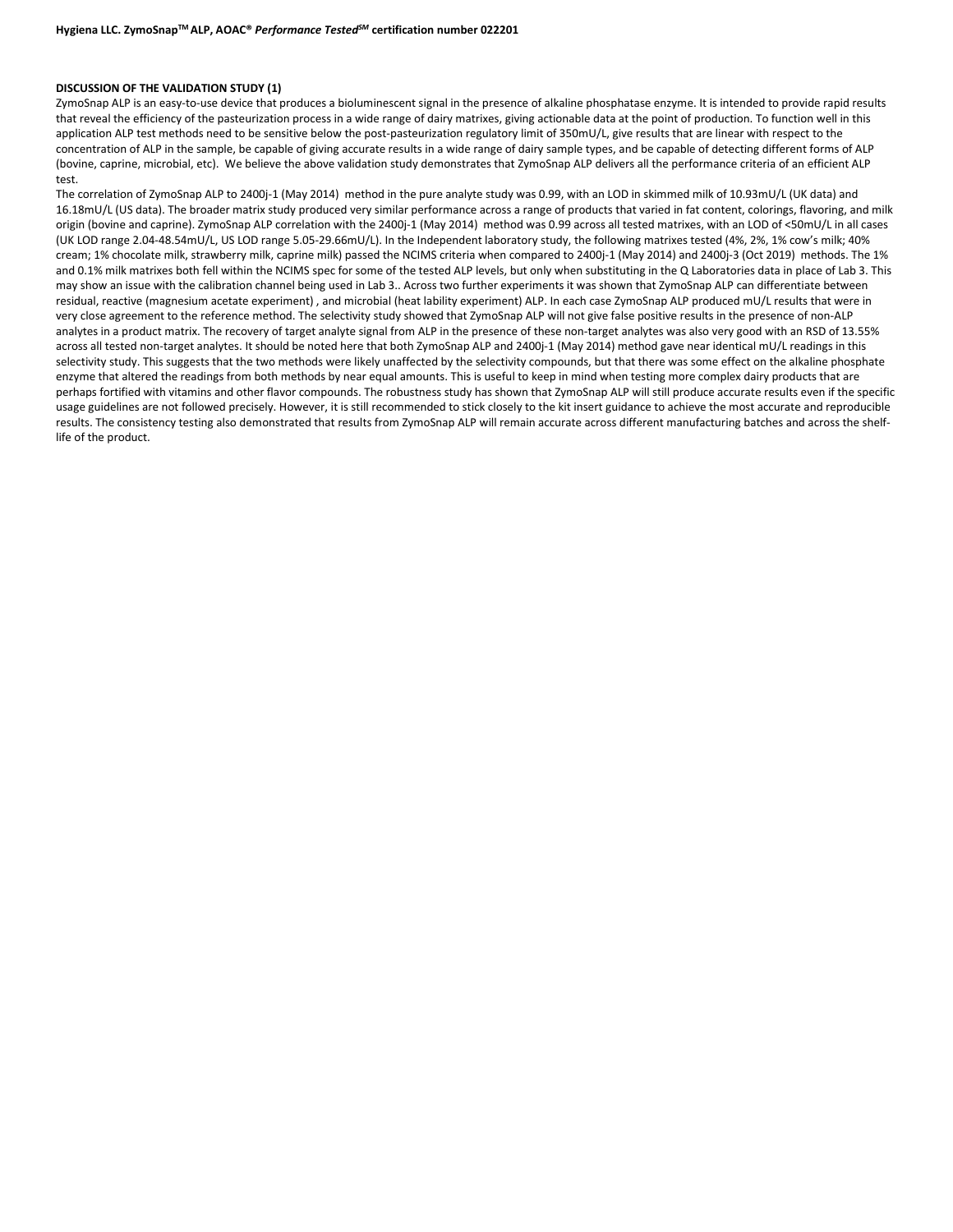**DISCUSSION OF THE VALIDATION STUDY (1)**

ZymoSnap ALP is an easy-to-use device that produces a bioluminescent signal in the presence of alkaline phosphatase enzyme. It is intended to provide rapid results that reveal the efficiency of the pasteurization process in a wide range of dairy matrixes, giving actionable data at the point of production. To function well in this application ALP test methods need to be sensitive below the post-pasteurization regulatory limit of 350mU/L, give results that are linear with respect to the concentration of ALP in the sample, be capable of giving accurate results in a wide range of dairy sample types, and be capable of detecting different forms of ALP (bovine, caprine, microbial, etc). We believe the above validation study demonstrates that ZymoSnap ALP delivers all the performance criteria of an efficient ALP test.

The correlation of ZymoSnap ALP to 2400j-1 (May 2014) method in the pure analyte study was 0.99, with an LOD in skimmed milk of 10.93mU/L (UK data) and 16.18mU/L (US data). The broader matrix study produced very similar performance across a range of products that varied in fat content, colorings, flavoring, and milk origin (bovine and caprine). ZymoSnap ALP correlation with the 2400j-1 (May 2014) method was 0.99 across all tested matrixes, with an LOD of <50mU/L in all cases (UK LOD range 2.04-48.54mU/L, US LOD range 5.05-29.66mU/L). In the Independent laboratory study, the following matrixes tested (4%, 2%, 1% cow's milk; 40% cream; 1% chocolate milk, strawberry milk, caprine milk) passed the NCIMS criteria when compared to 2400j-1 (May 2014) and 2400j-3 (Oct 2019) methods. The 1% and 0.1% milk matrixes both fell within the NCIMS spec for some of the tested ALP levels, but only when substituting in the Q Laboratories data in place of Lab 3. This may show an issue with the calibration channel being used in Lab 3.. Across two further experiments it was shown that ZymoSnap ALP can differentiate between residual, reactive (magnesium acetate experiment) , and microbial (heat lability experiment) ALP. In each case ZymoSnap ALP produced mU/L results that were in very close agreement to the reference method. The selectivity study showed that ZymoSnap ALP will not give false positive results in the presence of non-ALP analytes in a product matrix. The recovery of target analyte signal from ALP in the presence of these non-target analytes was also very good with an RSD of 13.55% across all tested non-target analytes. It should be noted here that both ZymoSnap ALP and 2400j-1 (May 2014) method gave near identical mU/L readings in this selectivity study. This suggests that the two methods were likely unaffected by the selectivity compounds, but that there was some effect on the alkaline phosphate enzyme that altered the readings from both methods by near equal amounts. This is useful to keep in mind when testing more complex dairy products that are perhaps fortified with vitamins and other flavor compounds. The robustness study has shown that ZymoSnap ALP will still produce accurate results even if the specific usage guidelines are not followed precisely. However, it is still recommended to stick closely to the kit insert guidance to achieve the most accurate and reproducible results. The consistency testing also demonstrated that results from ZymoSnap ALP will remain accurate across different manufacturing batches and across the shelf-life of the product.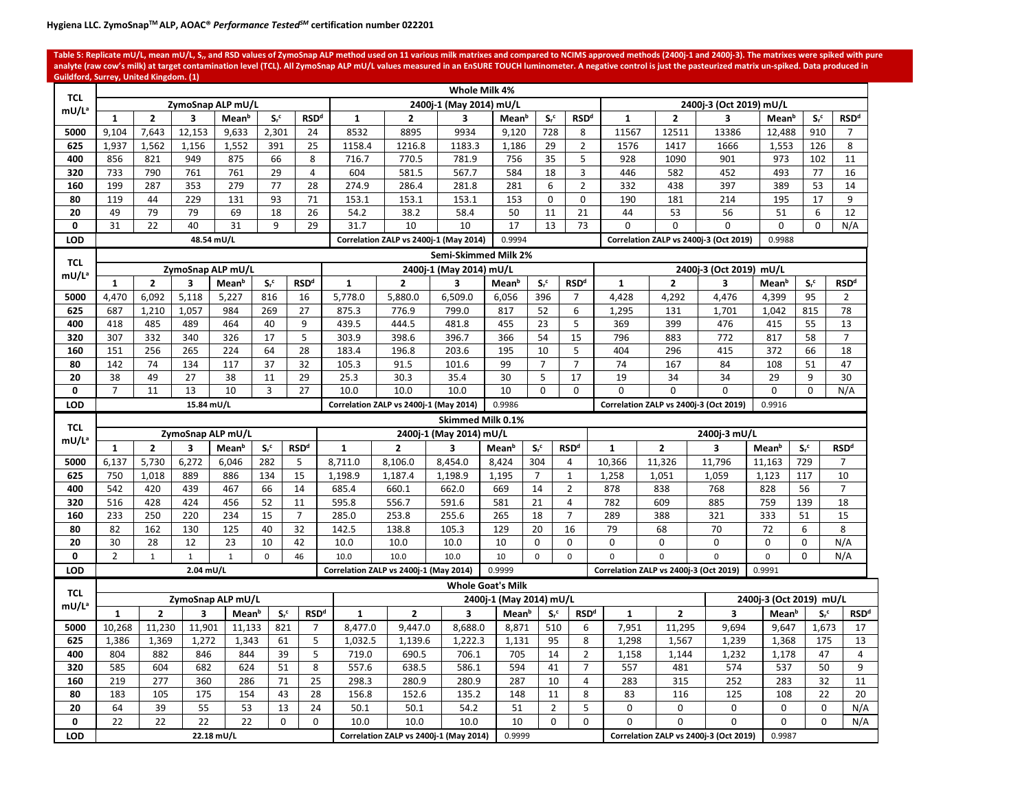Table 5: Replicate mU/L, mean mU/L, $S_r$, and RSD values of ZymoSnap ALP method used on 11 various milk matrixes and compared to NCIMS approved methods (2400j-1 and 2400j-3). The matrixes were spiked with pure analyte (raw cow's milk) at target contamination level (TCL). All ZymoSnap ALP mU/L values measured in an EnSURE TOUCH luminometer. A negative control is just the pasteurized matrix un-spiked. Data produced in Guildford, Surrey, United Kingdom. (1)

**Whole Milk 4%**

| TCL mU/L[a] | ZymoSnap ALP mU/L | | | | | | 2400j-1 (May 2014) mU/L | | | | | | 2400j-3 (Oct 2019) mU/L | | | | | |
|---|---|---|---|---|---|---|---|---|---|---|---|---|---|---|---|---|---|---|
| | 1 | 2 | 3 | Mean[b] | $S_r$[c] | RSD[d] | 1 | 2 | 3 | Mean[b] | $S_r$[c] | RSD[d] | 1 | 2 | 3 | Mean[b] | $S_r$[c] | RSD[d] |
| 5000 | 9,104 | 7,643 | 12,153 | 9,633 | 2,301 | 24 | 8532 | 8895 | 9934 | 9,120 | 728 | 8 | 11567 | 12511 | 13386 | 12,488 | 910 | 7 |
| 625 | 1,937 | 1,562 | 1,156 | 1,552 | 391 | 25 | 1158.4 | 1216.8 | 1183.3 | 1,186 | 29 | 2 | 1576 | 1417 | 1666 | 1,553 | 126 | 8 |
| 400 | 856 | 821 | 949 | 875 | 66 | 8 | 716.7 | 770.5 | 781.9 | 756 | 35 | 5 | 928 | 1090 | 901 | 973 | 102 | 11 |
| 320 | 733 | 790 | 761 | 761 | 29 | 4 | 604 | 581.5 | 567.7 | 584 | 18 | 3 | 446 | 582 | 452 | 493 | 77 | 16 |
| 160 | 199 | 287 | 353 | 279 | 77 | 28 | 274.9 | 286.4 | 281.8 | 281 | 6 | 2 | 332 | 438 | 397 | 389 | 53 | 14 |
| 80 | 119 | 44 | 229 | 131 | 93 | 71 | 153.1 | 153.1 | 153.1 | 153 | 0 | 0 | 190 | 181 | 214 | 195 | 17 | 9 |
| 20 | 49 | 79 | 79 | 69 | 18 | 26 | 54.2 | 38.2 | 58.4 | 50 | 11 | 21 | 44 | 53 | 56 | 51 | 6 | 12 |
| 0 | 31 | 22 | 40 | 31 | 9 | 29 | 31.7 | 10 | 10 | 17 | 13 | 73 | 0 | 0 | 0 | 0 | 0 | N/A |
| LOD | 48.54 mU/L | | | | | | Correlation ZALP vs 2400j-1 (May 2014) | | | 0.9994 | | | Correlation ZALP vs 2400j-3 (Oct 2019) | | | 0.9988 | | |

**Semi-Skimmed Milk 2%**

| TCL mU/L[a] | ZymoSnap ALP mU/L | | | | | | 2400j-1 (May 2014) mU/L | | | | | | 2400j-3 (Oct 2019) mU/L | | | | | |
|---|---|---|---|---|---|---|---|---|---|---|---|---|---|---|---|---|---|---|
| | 1 | 2 | 3 | Mean[b] | $S_r$[c] | RSD[d] | 1 | 2 | 3 | Mean[b] | $S_r$[c] | RSD[d] | 1 | 2 | 3 | Mean[b] | $S_r$[c] | RSD[d] |
| 5000 | 4,470 | 6,092 | 5,118 | 5,227 | 816 | 16 | 5,778.0 | 5,880.0 | 6,509.0 | 6,056 | 396 | 7 | 4,428 | 4,292 | 4,476 | 4,399 | 95 | 2 |
| 625 | 687 | 1,210 | 1,057 | 984 | 269 | 27 | 875.3 | 776.9 | 799.0 | 817 | 52 | 6 | 1,295 | 131 | 1,701 | 1,042 | 815 | 78 |
| 400 | 418 | 485 | 489 | 464 | 40 | 9 | 439.5 | 444.5 | 481.8 | 455 | 23 | 5 | 369 | 399 | 476 | 415 | 55 | 13 |
| 320 | 307 | 332 | 340 | 326 | 17 | 5 | 303.9 | 398.6 | 396.7 | 366 | 54 | 15 | 796 | 883 | 772 | 817 | 58 | 7 |
| 160 | 151 | 256 | 265 | 224 | 64 | 28 | 183.4 | 196.8 | 203.6 | 195 | 10 | 5 | 404 | 296 | 415 | 372 | 66 | 18 |
| 80 | 142 | 74 | 134 | 117 | 37 | 32 | 105.3 | 91.5 | 101.6 | 99 | 7 | 7 | 74 | 167 | 84 | 108 | 51 | 47 |
| 20 | 38 | 49 | 27 | 38 | 11 | 29 | 25.3 | 30.3 | 35.4 | 30 | 5 | 17 | 19 | 34 | 34 | 29 | 9 | 30 |
| 0 | 7 | 11 | 13 | 10 | 3 | 27 | 10.0 | 10.0 | 10.0 | 10 | 0 | 0 | 0 | 0 | 0 | 0 | 0 | N/A |
| LOD | 15.84 mU/L | | | | | | Correlation ZALP vs 2400j-1 (May 2014) | | | 0.9986 | | | Correlation ZALP vs 2400j-3 (Oct 2019) | | | 0.9916 | | |

**Skimmed Milk 0.1%**

| TCL mU/L[a] | ZymoSnap ALP mU/L | | | | | | 2400j-1 (May 2014) mU/L | | | | | | 2400j-3 mU/L | | | | | |
|---|---|---|---|---|---|---|---|---|---|---|---|---|---|---|---|---|---|---|
| | 1 | 2 | 3 | Mean[b] | $S_r$[c] | RSD[d] | 1 | 2 | 3 | Mean[b] | $S_r$[c] | RSD[d] | 1 | 2 | 3 | Mean[b] | $S_r$[c] | RSD[d] |
| 5000 | 6,137 | 5,730 | 6,272 | 6,046 | 282 | 5 | 8,711.0 | 8,106.0 | 8,454.0 | 8,424 | 304 | 4 | 10,366 | 11,326 | 11,796 | 11,163 | 729 | 7 |
| 625 | 750 | 1,018 | 889 | 886 | 134 | 15 | 1,198.9 | 1,187.4 | 1,198.9 | 1,195 | 7 | 1 | 1,258 | 1,051 | 1,059 | 1,123 | 117 | 10 |
| 400 | 542 | 420 | 439 | 467 | 66 | 14 | 685.4 | 660.1 | 662.0 | 669 | 14 | 2 | 878 | 838 | 768 | 828 | 56 | 7 |
| 320 | 516 | 428 | 424 | 456 | 52 | 11 | 595.8 | 556.7 | 591.6 | 581 | 21 | 4 | 782 | 609 | 885 | 759 | 139 | 18 |
| 160 | 233 | 250 | 220 | 234 | 15 | 7 | 285.0 | 253.8 | 255.6 | 265 | 18 | 7 | 289 | 388 | 321 | 333 | 51 | 15 |
| 80 | 82 | 162 | 130 | 125 | 40 | 32 | 142.5 | 138.8 | 105.3 | 129 | 20 | 16 | 79 | 68 | 70 | 72 | 6 | 8 |
| 20 | 30 | 28 | 12 | 23 | 10 | 42 | 10.0 | 10.0 | 10.0 | 10 | 0 | 0 | 0 | 0 | 0 | 0 | 0 | N/A |
| 0 | 2 | 1 | 1 | 1 | 0 | 46 | 10.0 | 10.0 | 10.0 | 10 | 0 | 0 | 0 | 0 | 0 | 0 | 0 | N/A |
| LOD | 2.04 mU/L | | | | | | Correlation ZALP vs 2400j-1 (May 2014) | | | 0.9999 | | | Correlation ZALP vs 2400j-3 (Oct 2019) | | | 0.9991 | | |

**Whole Goat's Milk**

| TCL mU/L[a] | ZymoSnap ALP mU/L | | | | | | 2400j-1 (May 2014) mU/L | | | | | | 2400j-3 (Oct 2019) mU/L | | | | | |
|---|---|---|---|---|---|---|---|---|---|---|---|---|---|---|---|---|---|---|
| | 1 | 2 | 3 | Mean[b] | $S_r$[c] | RSD[d] | 1 | 2 | 3 | Mean[b] | $S_r$[c] | RSD[d] | 1 | 2 | 3 | Mean[b] | $S_r$[c] | RSD[d] |
| 5000 | 10,268 | 11,230 | 11,901 | 11,133 | 821 | 7 | 8,477.0 | 9,447.0 | 8,688.0 | 8,871 | 510 | 6 | 7,951 | 11,295 | 9,694 | 9,647 | 1,673 | 17 |
| 625 | 1,386 | 1,369 | 1,272 | 1,343 | 61 | 5 | 1,032.5 | 1,139.6 | 1,222.3 | 1,131 | 95 | 8 | 1,298 | 1,567 | 1,239 | 1,368 | 175 | 13 |
| 400 | 804 | 882 | 846 | 844 | 39 | 5 | 719.0 | 690.5 | 706.1 | 705 | 14 | 2 | 1,158 | 1,144 | 1,232 | 1,178 | 47 | 4 |
| 320 | 585 | 604 | 682 | 624 | 51 | 8 | 557.6 | 638.5 | 586.1 | 594 | 41 | 7 | 557 | 481 | 574 | 537 | 50 | 9 |
| 160 | 219 | 277 | 360 | 286 | 71 | 25 | 298.3 | 280.9 | 280.9 | 287 | 10 | 4 | 283 | 315 | 252 | 283 | 32 | 11 |
| 80 | 183 | 105 | 175 | 154 | 43 | 28 | 156.8 | 152.6 | 135.2 | 148 | 11 | 8 | 83 | 116 | 125 | 108 | 22 | 20 |
| 20 | 64 | 39 | 55 | 53 | 13 | 24 | 50.1 | 50.1 | 54.2 | 51 | 2 | 5 | 0 | 0 | 0 | 0 | 0 | N/A |
| 0 | 22 | 22 | 22 | 22 | 0 | 0 | 10.0 | 10.0 | 10.0 | 10 | 0 | 0 | 0 | 0 | 0 | 0 | 0 | N/A |
| LOD | 22.18 mU/L | | | | | | Correlation ZALP vs 2400j-1 (May 2014) | | | 0.9999 | | | Correlation ZALP vs 2400j-3 (Oct 2019) | | | 0.9987 | | |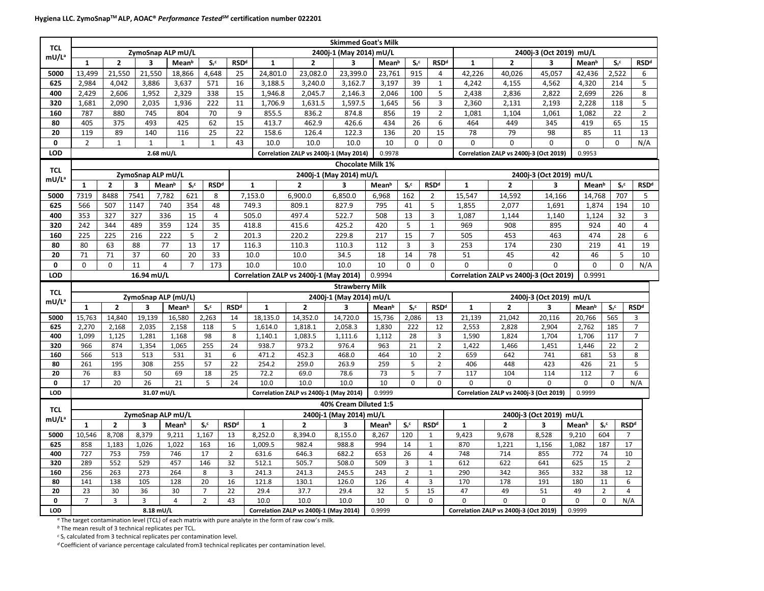**Hygiena LLC. ZymoSnap™ ALP, AOAC® *Performance Tested*SM certification number 022201**

| TCL mU/L[a] | Skimmed Goat's Milk | | | | | | | | | | | | | | | | | |
|---|---|---|---|---|---|---|---|---|---|---|---|---|---|---|---|---|---|---|
| | ZymoSnap ALP mU/L | | | | | | 2400j-1 (May 2014) mU/L | | | | | | 2400j-3 (Oct 2019) mU/L | | | | | |
| | 1 | 2 | 3 | Mean[b] | $S_r$[c] | RSD[d] | 1 | 2 | 3 | Mean[b] | $S_r$[c] | RSD[d] | 1 | 2 | 3 | Mean[b] | $S_r$[c] | RSD[d] |
| 5000 | 13,499 | 21,550 | 21,550 | 18,866 | 4,648 | 25 | 24,801.0 | 23,082.0 | 23,399.0 | 23,761 | 915 | 4 | 42,226 | 40,026 | 45,057 | 42,436 | 2,522 | 6 |
| 625 | 2,984 | 4,042 | 3,886 | 3,637 | 571 | 16 | 3,188.5 | 3,240.0 | 3,162.7 | 3,197 | 39 | 1 | 4,242 | 4,155 | 4,562 | 4,320 | 214 | 5 |
| 400 | 2,429 | 2,606 | 1,952 | 2,329 | 338 | 15 | 1,946.8 | 2,045.7 | 2,146.3 | 2,046 | 100 | 5 | 2,438 | 2,836 | 2,822 | 2,699 | 226 | 8 |
| 320 | 1,681 | 2,090 | 2,035 | 1,936 | 222 | 11 | 1,706.9 | 1,631.5 | 1,597.5 | 1,645 | 56 | 3 | 2,360 | 2,131 | 2,193 | 2,228 | 118 | 5 |
| 160 | 787 | 880 | 745 | 804 | 70 | 9 | 855.5 | 836.2 | 874.8 | 856 | 19 | 2 | 1,081 | 1,104 | 1,061 | 1,082 | 22 | 2 |
| 80 | 405 | 375 | 493 | 425 | 62 | 15 | 413.7 | 462.9 | 426.6 | 434 | 26 | 6 | 464 | 449 | 345 | 419 | 65 | 15 |
| 20 | 119 | 89 | 140 | 116 | 25 | 22 | 158.6 | 126.4 | 122.3 | 136 | 20 | 15 | 78 | 79 | 98 | 85 | 11 | 13 |
| 0 | 2 | 1 | 1 | 1 | 1 | 43 | 10.0 | 10.0 | 10.0 | 10 | 0 | 0 | 0 | 0 | 0 | 0 | 0 | N/A |
| LOD | 2.68 mU/L | | | | | | Correlation ZALP vs 2400j-1 (May 2014) | | | 0.9978 | | | Correlation ZALP vs 2400j-3 (Oct 2019) | | | 0.9953 | | |

| TCL mU/L[a] | Chocolate Milk 1% | | | | | | | | | | | | | | | | | |
|---|---|---|---|---|---|---|---|---|---|---|---|---|---|---|---|---|---|---|
| | ZymoSnap ALP mU/L | | | | | | 2400j-1 (May 2014) mU/L | | | | | | 2400j-3 (Oct 2019) mU/L | | | | | |
| | 1 | 2 | 3 | Mean[b] | $S_r$[c] | RSD[d] | 1 | 2 | 3 | Mean[b] | $S_r$[c] | RSD[d] | 1 | 2 | 3 | Mean[b] | $S_r$[c] | RSD[d] |
| 5000 | 7319 | 8488 | 7541 | 7,782 | 621 | 8 | 7,153.0 | 6,900.0 | 6,850.0 | 6,968 | 162 | 2 | 15,547 | 14,592 | 14,166 | 14,768 | 707 | 5 |
| 625 | 566 | 507 | 1147 | 740 | 354 | 48 | 749.3 | 809.1 | 827.9 | 795 | 41 | 5 | 1,855 | 2,077 | 1,691 | 1,874 | 194 | 10 |
| 400 | 353 | 327 | 327 | 336 | 15 | 4 | 505.0 | 497.4 | 522.7 | 508 | 13 | 3 | 1,087 | 1,144 | 1,140 | 1,124 | 32 | 3 |
| 320 | 242 | 344 | 489 | 359 | 124 | 35 | 418.8 | 415.6 | 425.2 | 420 | 5 | 1 | 969 | 908 | 895 | 924 | 40 | 4 |
| 160 | 225 | 225 | 216 | 222 | 5 | 2 | 201.3 | 220.2 | 229.8 | 217 | 15 | 7 | 505 | 453 | 463 | 474 | 28 | 6 |
| 80 | 80 | 63 | 88 | 77 | 13 | 17 | 116.3 | 110.3 | 110.3 | 112 | 3 | 3 | 253 | 174 | 230 | 219 | 41 | 19 |
| 20 | 71 | 71 | 37 | 60 | 20 | 33 | 10.0 | 10.0 | 34.5 | 18 | 14 | 78 | 51 | 45 | 42 | 46 | 5 | 10 |
| 0 | 0 | 0 | 11 | 4 | 7 | 173 | 10.0 | 10.0 | 10.0 | 10 | 0 | 0 | 0 | 0 | 0 | 0 | 0 | N/A |
| LOD | 16.94 mU/L | | | | | | Correlation ZALP vs 2400j-1 (May 2014) | | | 0.9994 | | | Correlation ZALP vs 2400j-3 (Oct 2019) | | | 0.9991 | | |

| TCL mU/L[a] | Strawberry Milk | | | | | | | | | | | | | | | | | |
|---|---|---|---|---|---|---|---|---|---|---|---|---|---|---|---|---|---|---|
| | ZymoSnap ALP (mU/L) | | | | | | 2400j-1 (May 2014) mU/L | | | | | | 2400j-3 (Oct 2019) mU/L | | | | | |
| | 1 | 2 | 3 | Mean[b] | $S_r$[c] | RSD[d] | 1 | 2 | 3 | Mean[b] | $S_r$[c] | RSD[d] | 1 | 2 | 3 | Mean[b] | $S_r$[c] | RSD[d] |
| 5000 | 15,763 | 14,840 | 19,139 | 16,580 | 2,263 | 14 | 18,135.0 | 14,352.0 | 14,720.0 | 15,736 | 2,086 | 13 | 21,139 | 21,042 | 20,116 | 20,766 | 565 | 3 |
| 625 | 2,270 | 2,168 | 2,035 | 2,158 | 118 | 5 | 1,614.0 | 1,818.1 | 2,058.3 | 1,830 | 222 | 12 | 2,553 | 2,828 | 2,904 | 2,762 | 185 | 7 |
| 400 | 1,099 | 1,125 | 1,281 | 1,168 | 98 | 8 | 1,140.1 | 1,083.5 | 1,111.6 | 1,112 | 28 | 3 | 1,590 | 1,824 | 1,704 | 1,706 | 117 | 7 |
| 320 | 966 | 874 | 1,354 | 1,065 | 255 | 24 | 938.7 | 973.2 | 976.4 | 963 | 21 | 2 | 1,422 | 1,466 | 1,451 | 1,446 | 22 | 2 |
| 160 | 566 | 513 | 513 | 531 | 31 | 6 | 471.2 | 452.3 | 468.0 | 464 | 10 | 2 | 659 | 642 | 741 | 681 | 53 | 8 |
| 80 | 261 | 195 | 308 | 255 | 57 | 22 | 254.2 | 259.0 | 263.9 | 259 | 5 | 2 | 406 | 448 | 423 | 426 | 21 | 5 |
| 20 | 76 | 83 | 50 | 69 | 18 | 25 | 72.2 | 69.0 | 78.6 | 73 | 5 | 7 | 117 | 104 | 114 | 112 | 7 | 6 |
| 0 | 17 | 20 | 26 | 21 | 5 | 24 | 10.0 | 10.0 | 10.0 | 10 | 0 | 0 | 0 | 0 | 0 | 0 | 0 | N/A |
| LOD | 31.07 mU/L | | | | | | Correlation ZALP vs 2400j-1 (May 2014) | | | 0.9999 | | | Correlation ZALP vs 2400j-3 (Oct 2019) | | | 0.9999 | | |

| TCL mU/L[a] | 40% Cream Diluted 1:5 | | | | | | | | | | | | | | | | | |
|---|---|---|---|---|---|---|---|---|---|---|---|---|---|---|---|---|---|---|
| | ZymoSnap ALP mU/L | | | | | | 2400j-1 (May 2014) mU/L | | | | | | 2400j-3 (Oct 2019) mU/L | | | | | |
| | 1 | 2 | 3 | Mean[b] | $S_r$[c] | RSD[d] | 1 | 2 | 3 | Mean[b] | $S_r$[c] | RSD[d] | 1 | 2 | 3 | Mean[b] | $S_r$[c] | RSD[d] |
| 5000 | 10,546 | 8,708 | 8,379 | 9,211 | 1,167 | 13 | 8,252.0 | 8,394.0 | 8,155.0 | 8,267 | 120 | 1 | 9,423 | 9,678 | 8,528 | 9,210 | 604 | 7 |
| 625 | 858 | 1,183 | 1,026 | 1,022 | 163 | 16 | 1,009.5 | 982.4 | 988.8 | 994 | 14 | 1 | 870 | 1,221 | 1,156 | 1,082 | 187 | 17 |
| 400 | 727 | 753 | 759 | 746 | 17 | 2 | 631.6 | 646.3 | 682.2 | 653 | 26 | 4 | 748 | 714 | 855 | 772 | 74 | 10 |
| 320 | 289 | 552 | 529 | 457 | 146 | 32 | 512.1 | 505.7 | 508.0 | 509 | 3 | 1 | 612 | 622 | 641 | 625 | 15 | 2 |
| 160 | 256 | 263 | 273 | 264 | 8 | 3 | 241.3 | 241.3 | 245.5 | 243 | 2 | 1 | 290 | 342 | 365 | 332 | 38 | 12 |
| 80 | 141 | 138 | 105 | 128 | 20 | 16 | 121.8 | 130.1 | 126.0 | 126 | 4 | 3 | 170 | 178 | 191 | 180 | 11 | 6 |
| 20 | 23 | 30 | 36 | 30 | 7 | 22 | 29.4 | 37.7 | 29.4 | 32 | 5 | 15 | 47 | 49 | 51 | 49 | 2 | 4 |
| 0 | 7 | 3 | 3 | 4 | 2 | 43 | 10.0 | 10.0 | 10.0 | 10 | 0 | 0 | 0 | 0 | 0 | 0 | 0 | N/A |
| LOD | 8.18 mU/L | | | | | | Correlation ZALP vs 2400j-1 (May 2014) | | | 0.9999 | | | Correlation ZALP vs 2400j-3 (Oct 2019) | | | 0.9999 | | |

[a] The target contamination level (TCL) of each matrix with pure analyte in the form of raw cow's milk.
[b] The mean result of 3 technical replicates per TCL.
[c] $S_r$ calculated from 3 technical replicates per contamination level.
[d] Coefficient of variance percentage calculated from3 technical replicates per contamination level.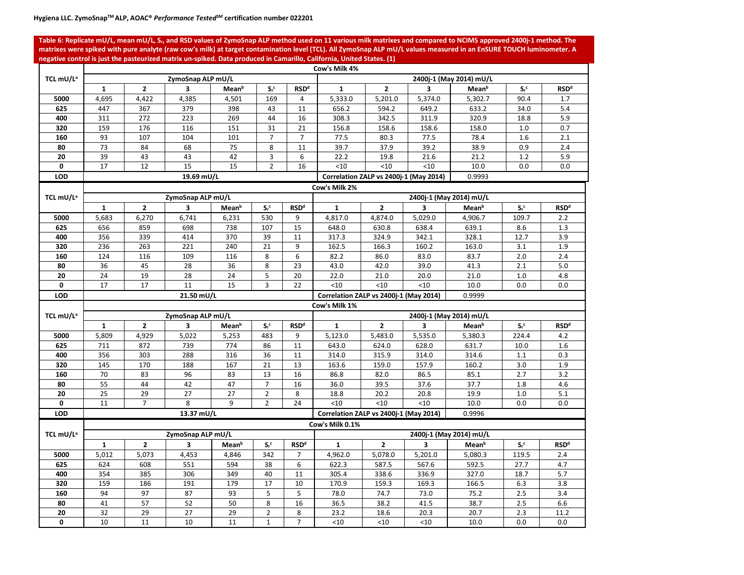Hygiena LLC. ZymoSnap™ ALP, AOAC® *Performance Tested*℠ certification number 022201

**Table 6: Replicate mU/L, mean mU/L, $S_r$, and RSD values of ZymoSnap ALP method used on 11 various milk matrixes and compared to NCIMS approved 2400j-1 method. The matrixes were spiked with pure analyte (raw cow's milk) at target contamination level (TCL). All ZymoSnap ALP mU/L values measured in an EnSURE TOUCH luminometer. A negative control is just the pasteurized matrix un-spiked. Data produced in Camarillo, California, United States. (1)**

| | Cow's Milk 4% | | | | | | | | | | | |
|---|---|---|---|---|---|---|---|---|---|---|---|---|
| TCL mU/L[a] | ZymoSnap ALP mU/L | | | | | | 2400j-1 (May 2014) mU/L | | | | | |
| | 1 | 2 | 3 | Mean[b] | $S_r$[c] | RSD[d] | 1 | 2 | 3 | Mean[b] | $S_r$[c] | RSD[d] |
| **5000** | 4,695 | 4,422 | 4,385 | 4,501 | 169 | 4 | 5,333.0 | 5,201.0 | 5,374.0 | 5,302.7 | 90.4 | 1.7 |
| **625** | 447 | 367 | 379 | 398 | 43 | 11 | 656.2 | 594.2 | 649.2 | 633.2 | 34.0 | 5.4 |
| **400** | 311 | 272 | 223 | 269 | 44 | 16 | 308.3 | 342.5 | 311.9 | 320.9 | 18.8 | 5.9 |
| **320** | 159 | 176 | 116 | 151 | 31 | 21 | 156.8 | 158.6 | 158.6 | 158.0 | 1.0 | 0.7 |
| **160** | 93 | 107 | 104 | 101 | 7 | 7 | 77.5 | 80.3 | 77.5 | 78.4 | 1.6 | 2.1 |
| **80** | 73 | 84 | 68 | 75 | 8 | 11 | 39.7 | 37.9 | 39.2 | 38.9 | 0.9 | 2.4 |
| **20** | 39 | 43 | 43 | 42 | 3 | 6 | 22.2 | 19.8 | 21.6 | 21.2 | 1.2 | 5.9 |
| **0** | 17 | 12 | 15 | 15 | 2 | 16 | <10 | <10 | <10 | 10.0 | 0.0 | 0.0 |
| **LOD** | 19.69 mU/L | | | | | | Correlation ZALP vs 2400j-1 (May 2014) | | | 0.9993 | | |
| | Cow's Milk 2% | | | | | | | | | | | |
| TCL mU/L[a] | ZymoSnap ALP mU/L | | | | | | 2400j-1 (May 2014) mU/L | | | | | |
| | 1 | 2 | 3 | Mean[b] | $S_r$[c] | RSD[d] | 1 | 2 | 3 | Mean[b] | $S_r$[c] | RSD[d] |
| **5000** | 5,683 | 6,270 | 6,741 | 6,231 | 530 | 9 | 4,817.0 | 4,874.0 | 5,029.0 | 4,906.7 | 109.7 | 2.2 |
| **625** | 656 | 859 | 698 | 738 | 107 | 15 | 648.0 | 630.8 | 638.4 | 639.1 | 8.6 | 1.3 |
| **400** | 356 | 339 | 414 | 370 | 39 | 11 | 317.3 | 324.9 | 342.1 | 328.1 | 12.7 | 3.9 |
| **320** | 236 | 263 | 221 | 240 | 21 | 9 | 162.5 | 166.3 | 160.2 | 163.0 | 3.1 | 1.9 |
| **160** | 124 | 116 | 109 | 116 | 8 | 6 | 82.2 | 86.0 | 83.0 | 83.7 | 2.0 | 2.4 |
| **80** | 36 | 45 | 28 | 36 | 8 | 23 | 43.0 | 42.0 | 39.0 | 41.3 | 2.1 | 5.0 |
| **20** | 24 | 19 | 28 | 24 | 5 | 20 | 22.0 | 21.0 | 20.0 | 21.0 | 1.0 | 4.8 |
| **0** | 17 | 17 | 11 | 15 | 3 | 22 | <10 | <10 | <10 | 10.0 | 0.0 | 0.0 |
| **LOD** | 21.50 mU/L | | | | | | Correlation ZALP vs 2400j-1 (May 2014) | | | 0.9999 | | |
| | Cow's Milk 1% | | | | | | | | | | | |
| TCL mU/L[a] | ZymoSnap ALP mU/L | | | | | | 2400j-1 (May 2014) mU/L | | | | | |
| | 1 | 2 | 3 | Mean[b] | $S_r$[c] | RSD[d] | 1 | 2 | 3 | Mean[b] | $S_r$[c] | RSD[d] |
| **5000** | 5,809 | 4,929 | 5,022 | 5,253 | 483 | 9 | 5,123.0 | 5,483.0 | 5,535.0 | 5,380.3 | 224.4 | 4.2 |
| **625** | 711 | 872 | 739 | 774 | 86 | 11 | 643.0 | 624.0 | 628.0 | 631.7 | 10.0 | 1.6 |
| **400** | 356 | 303 | 288 | 316 | 36 | 11 | 314.0 | 315.9 | 314.0 | 314.6 | 1.1 | 0.3 |
| **320** | 145 | 170 | 188 | 167 | 21 | 13 | 163.6 | 159.0 | 157.9 | 160.2 | 3.0 | 1.9 |
| **160** | 70 | 83 | 96 | 83 | 13 | 16 | 86.8 | 82.0 | 86.5 | 85.1 | 2.7 | 3.2 |
| **80** | 55 | 44 | 42 | 47 | 7 | 16 | 36.0 | 39.5 | 37.6 | 37.7 | 1.8 | 4.6 |
| **20** | 25 | 29 | 27 | 27 | 2 | 8 | 18.8 | 20.2 | 20.8 | 19.9 | 1.0 | 5.1 |
| **0** | 11 | 7 | 8 | 9 | 2 | 24 | <10 | <10 | <10 | 10.0 | 0.0 | 0.0 |
| **LOD** | 13.37 mU/L | | | | | | Correlation ZALP vs 2400j-1 (May 2014) | | | 0.9996 | | |
| | Cow's Milk 0.1% | | | | | | | | | | | |
| TCL mU/L[a] | ZymoSnap ALP mU/L | | | | | | 2400j-1 (May 2014) mU/L | | | | | |
| | 1 | 2 | 3 | Mean[b] | $S_r$[c] | RSD[d] | 1 | 2 | 3 | Mean[b] | $S_r$[c] | RSD[d] |
| **5000** | 5,012 | 5,073 | 4,453 | 4,846 | 342 | 7 | 4,962.0 | 5,078.0 | 5,201.0 | 5,080.3 | 119.5 | 2.4 |
| **625** | 624 | 608 | 551 | 594 | 38 | 6 | 622.3 | 587.5 | 567.6 | 592.5 | 27.7 | 4.7 |
| **400** | 354 | 385 | 306 | 349 | 40 | 11 | 305.4 | 338.6 | 336.9 | 327.0 | 18.7 | 5.7 |
| **320** | 159 | 186 | 191 | 179 | 17 | 10 | 170.9 | 159.3 | 169.3 | 166.5 | 6.3 | 3.8 |
| **160** | 94 | 97 | 87 | 93 | 5 | 5 | 78.0 | 74.7 | 73.0 | 75.2 | 2.5 | 3.4 |
| **80** | 41 | 57 | 52 | 50 | 8 | 16 | 36.5 | 38.2 | 41.5 | 38.7 | 2.5 | 6.6 |
| **20** | 32 | 29 | 27 | 29 | 2 | 8 | 23.2 | 18.6 | 20.3 | 20.7 | 2.3 | 11.2 |
| **0** | 10 | 11 | 10 | 11 | 1 | 7 | <10 | <10 | <10 | 10.0 | 0.0 | 0.0 |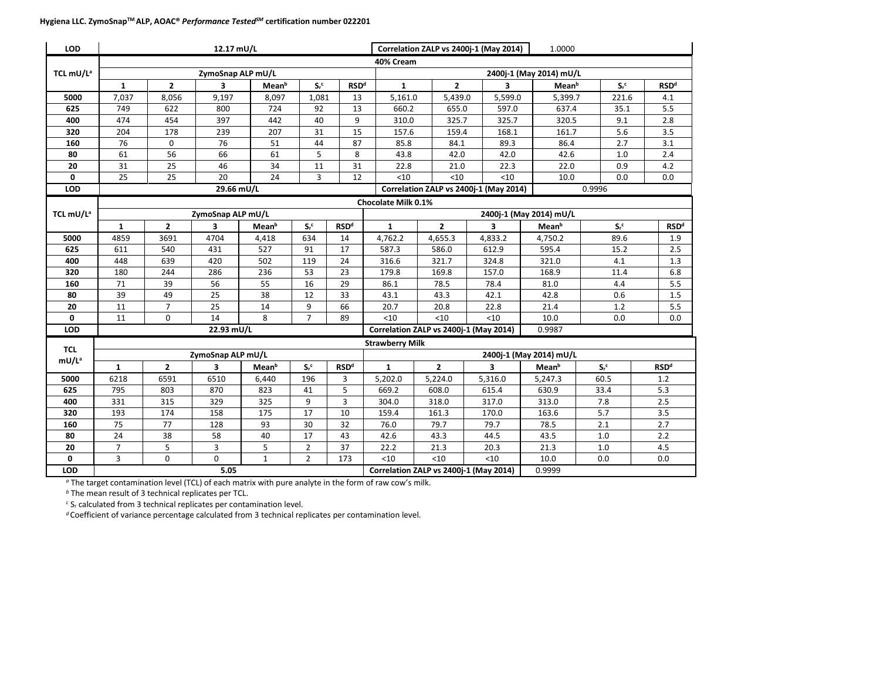| LOD | 12.17 mU/L | | | | | | Correlation ZALP vs 2400j-1 (May 2014) | | | 1.0000 | | |
|---|---|---|---|---|---|---|---|---|---|---|---|---|

| TCL mU/L[a] | 40% Cream | | | | | | | | | | | |
|---|---|---|---|---|---|---|---|---|---|---|---|---|
| | ZymoSnap ALP mU/L | | | | | | 2400j-1 (May 2014) mU/L | | | | | |
| | 1 | 2 | 3 | Mean[b] | $S_r$[c] | RSD[d] | 1 | 2 | 3 | Mean[b] | $S_r$[c] | RSD[d] |
| 5000 | 7,037 | 8,056 | 9,197 | 8,097 | 1,081 | 13 | 5,161.0 | 5,439.0 | 5,599.0 | 5,399.7 | 221.6 | 4.1 |
| 625 | 749 | 622 | 800 | 724 | 92 | 13 | 660.2 | 655.0 | 597.0 | 637.4 | 35.1 | 5.5 |
| 400 | 474 | 454 | 397 | 442 | 40 | 9 | 310.0 | 325.7 | 325.7 | 320.5 | 9.1 | 2.8 |
| 320 | 204 | 178 | 239 | 207 | 31 | 15 | 157.6 | 159.4 | 168.1 | 161.7 | 5.6 | 3.5 |
| 160 | 76 | 0 | 76 | 51 | 44 | 87 | 85.8 | 84.1 | 89.3 | 86.4 | 2.7 | 3.1 |
| 80 | 61 | 56 | 66 | 61 | 5 | 8 | 43.8 | 42.0 | 42.0 | 42.6 | 1.0 | 2.4 |
| 20 | 31 | 25 | 46 | 34 | 11 | 31 | 22.8 | 21.0 | 22.3 | 22.0 | 0.9 | 4.2 |
| 0 | 25 | 25 | 20 | 24 | 3 | 12 | <10 | <10 | <10 | 10.0 | 0.0 | 0.0 |
| LOD | 29.66 mU/L | | | | | | Correlation ZALP vs 2400j-1 (May 2014) | | | 0.9996 | | |

| TCL mU/L[a] | Chocolate Milk 0.1% | | | | | | | | | | | |
|---|---|---|---|---|---|---|---|---|---|---|---|---|
| | ZymoSnap ALP mU/L | | | | | | 2400j-1 (May 2014) mU/L | | | | | |
| | 1 | 2 | 3 | Mean[b] | $S_r$[c] | RSD[d] | 1 | 2 | 3 | Mean[b] | $S_r$[c] | RSD[d] |
| 5000 | 4859 | 3691 | 4704 | 4,418 | 634 | 14 | 4,762.2 | 4,655.3 | 4,833.2 | 4,750.2 | 89.6 | 1.9 |
| 625 | 611 | 540 | 431 | 527 | 91 | 17 | 587.3 | 586.0 | 612.9 | 595.4 | 15.2 | 2.5 |
| 400 | 448 | 639 | 420 | 502 | 119 | 24 | 316.6 | 321.7 | 324.8 | 321.0 | 4.1 | 1.3 |
| 320 | 180 | 244 | 286 | 236 | 53 | 23 | 179.8 | 169.8 | 157.0 | 168.9 | 11.4 | 6.8 |
| 160 | 71 | 39 | 56 | 55 | 16 | 29 | 86.1 | 78.5 | 78.4 | 81.0 | 4.4 | 5.5 |
| 80 | 39 | 49 | 25 | 38 | 12 | 33 | 43.1 | 43.3 | 42.1 | 42.8 | 0.6 | 1.5 |
| 20 | 11 | 7 | 25 | 14 | 9 | 66 | 20.7 | 20.8 | 22.8 | 21.4 | 1.2 | 5.5 |
| 0 | 11 | 0 | 14 | 8 | 7 | 89 | <10 | <10 | <10 | 10.0 | 0.0 | 0.0 |
| LOD | 22.93 mU/L | | | | | | Correlation ZALP vs 2400j-1 (May 2014) | | | 0.9987 | | |

| TCL mU/L[a] | Strawberry Milk | | | | | | | | | | | |
|---|---|---|---|---|---|---|---|---|---|---|---|---|
| | ZymoSnap ALP mU/L | | | | | | 2400j-1 (May 2014) mU/L | | | | | |
| | 1 | 2 | 3 | Mean[b] | $S_r$[c] | RSD[d] | 1 | 2 | 3 | Mean[b] | $S_r$[c] | RSD[d] |
| 5000 | 6218 | 6591 | 6510 | 6,440 | 196 | 3 | 5,202.0 | 5,224.0 | 5,316.0 | 5,247.3 | 60.5 | 1.2 |
| 625 | 795 | 803 | 870 | 823 | 41 | 5 | 669.2 | 608.0 | 615.4 | 630.9 | 33.4 | 5.3 |
| 400 | 331 | 315 | 329 | 325 | 9 | 3 | 304.0 | 318.0 | 317.0 | 313.0 | 7.8 | 2.5 |
| 320 | 193 | 174 | 158 | 175 | 17 | 10 | 159.4 | 161.3 | 170.0 | 163.6 | 5.7 | 3.5 |
| 160 | 75 | 77 | 128 | 93 | 30 | 32 | 76.0 | 79.7 | 79.7 | 78.5 | 2.1 | 2.7 |
| 80 | 24 | 38 | 58 | 40 | 17 | 43 | 42.6 | 43.3 | 44.5 | 43.5 | 1.0 | 2.2 |
| 20 | 7 | 5 | 3 | 5 | 2 | 37 | 22.2 | 21.3 | 20.3 | 21.3 | 1.0 | 4.5 |
| 0 | 3 | 0 | 0 | 1 | 2 | 173 | <10 | <10 | <10 | 10.0 | 0.0 | 0.0 |
| LOD | 5.05 | | | | | | Correlation ZALP vs 2400j-1 (May 2014) | | | 0.9999 | | |

[a] The target contamination level (TCL) of each matrix with pure analyte in the form of raw cow's milk.

[b] The mean result of 3 technical replicates per TCL.

[c] $S_r$ calculated from 3 technical replicates per contamination level.

[d] Coefficient of variance percentage calculated from 3 technical replicates per contamination level.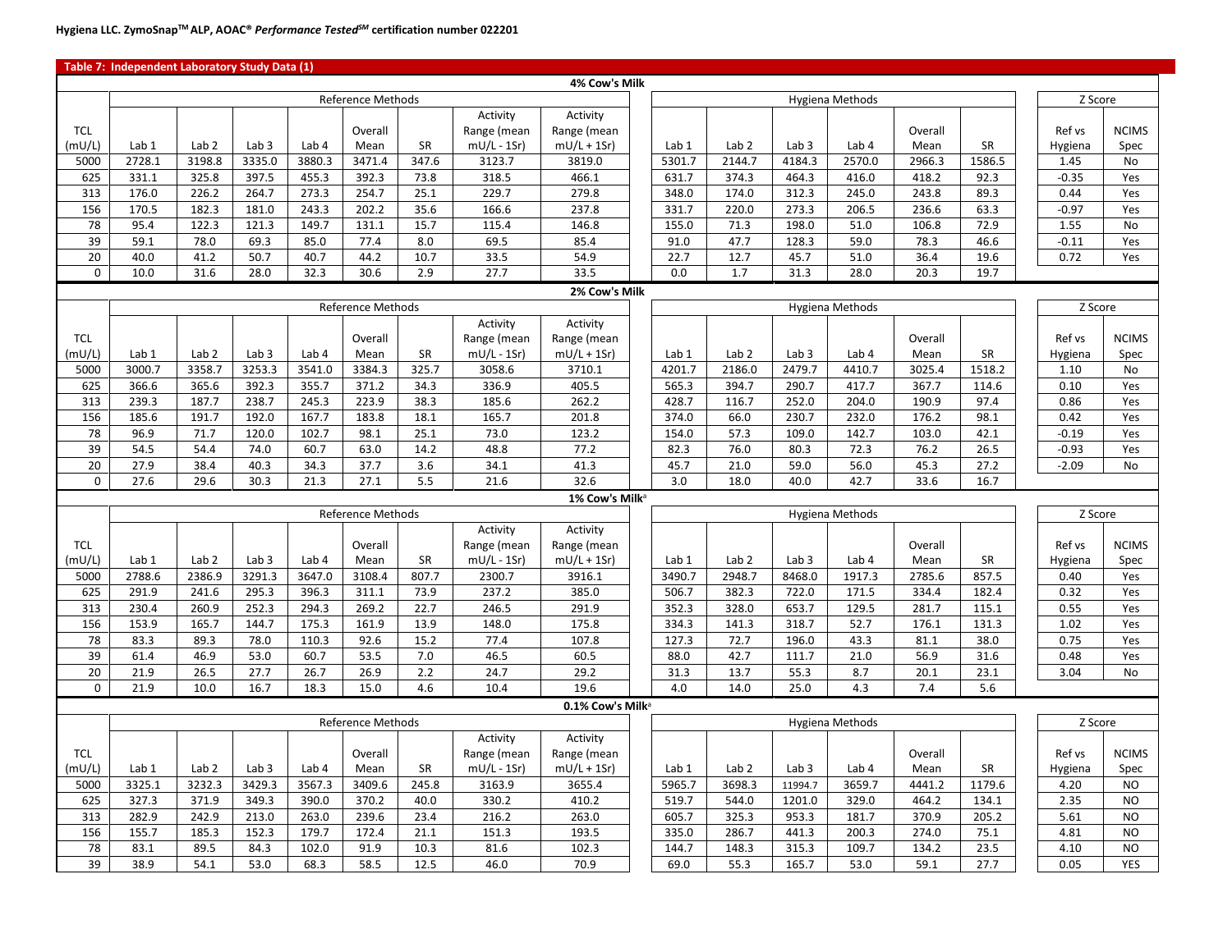**Hygiena LLC. ZymoSnap[TM] ALP, AOAC® *Performance Tested*[SM] certification number 022201**

**Table 7: Independent Laboratory Study Data (1)**

**4% Cow's Milk**

| | Reference Methods | | | | | | | | Hygiena Methods | | | | | | Z Score | |
|---|---|---|---|---|---|---|---|---|---|---|---|---|---|---|---|---|
| TCL (mU/L) | Lab 1 | Lab 2 | Lab 3 | Lab 4 | Overall Mean | SR | Activity Range (mean mU/L - 1Sr) | Activity Range (mean mU/L + 1Sr) | Lab 1 | Lab 2 | Lab 3 | Lab 4 | Overall Mean | SR | Ref vs Hygiena | NCIMS Spec |
| 5000 | 2728.1 | 3198.8 | 3335.0 | 3880.3 | 3471.4 | 347.6 | 3123.7 | 3819.0 | 5301.7 | 2144.7 | 4184.3 | 2570.0 | 2966.3 | 1586.5 | 1.45 | No |
| 625 | 331.1 | 325.8 | 397.5 | 455.3 | 392.3 | 73.8 | 318.5 | 466.1 | 631.7 | 374.3 | 464.3 | 416.0 | 418.2 | 92.3 | -0.35 | Yes |
| 313 | 176.0 | 226.2 | 264.7 | 273.3 | 254.7 | 25.1 | 229.7 | 279.8 | 348.0 | 174.0 | 312.3 | 245.0 | 243.8 | 89.3 | 0.44 | Yes |
| 156 | 170.5 | 182.3 | 181.0 | 243.3 | 202.2 | 35.6 | 166.6 | 237.8 | 331.7 | 220.0 | 273.3 | 206.5 | 236.6 | 63.3 | -0.97 | Yes |
| 78 | 95.4 | 122.3 | 121.3 | 149.7 | 131.1 | 15.7 | 115.4 | 146.8 | 155.0 | 71.3 | 198.0 | 51.0 | 106.8 | 72.9 | 1.55 | No |
| 39 | 59.1 | 78.0 | 69.3 | 85.0 | 77.4 | 8.0 | 69.5 | 85.4 | 91.0 | 47.7 | 128.3 | 59.0 | 78.3 | 46.6 | -0.11 | Yes |
| 20 | 40.0 | 41.2 | 50.7 | 40.7 | 44.2 | 10.7 | 33.5 | 54.9 | 22.7 | 12.7 | 45.7 | 51.0 | 36.4 | 19.6 | 0.72 | Yes |
| 0 | 10.0 | 31.6 | 28.0 | 32.3 | 30.6 | 2.9 | 27.7 | 33.5 | 0.0 | 1.7 | 31.3 | 28.0 | 20.3 | 19.7 | | |

**2% Cow's Milk**

| | Reference Methods | | | | | | | | Hygiena Methods | | | | | | Z Score | |
|---|---|---|---|---|---|---|---|---|---|---|---|---|---|---|---|---|
| TCL (mU/L) | Lab 1 | Lab 2 | Lab 3 | Lab 4 | Overall Mean | SR | Activity Range (mean mU/L - 1Sr) | Activity Range (mean mU/L + 1Sr) | Lab 1 | Lab 2 | Lab 3 | Lab 4 | Overall Mean | SR | Ref vs Hygiena | NCIMS Spec |
| 5000 | 3000.7 | 3358.7 | 3253.3 | 3541.0 | 3384.3 | 325.7 | 3058.6 | 3710.1 | 4201.7 | 2186.0 | 2479.7 | 4410.7 | 3025.4 | 1518.2 | 1.10 | No |
| 625 | 366.6 | 365.6 | 392.3 | 355.7 | 371.2 | 34.3 | 336.9 | 405.5 | 565.3 | 394.7 | 290.7 | 417.7 | 367.7 | 114.6 | 0.10 | Yes |
| 313 | 239.3 | 187.7 | 238.7 | 245.3 | 223.9 | 38.3 | 185.6 | 262.2 | 428.7 | 116.7 | 252.0 | 204.0 | 190.9 | 97.4 | 0.86 | Yes |
| 156 | 185.6 | 191.7 | 192.0 | 167.7 | 183.8 | 18.1 | 165.7 | 201.8 | 374.0 | 66.0 | 230.7 | 232.0 | 176.2 | 98.1 | 0.42 | Yes |
| 78 | 96.9 | 71.7 | 120.0 | 102.7 | 98.1 | 25.1 | 73.0 | 123.2 | 154.0 | 57.3 | 109.0 | 142.7 | 103.0 | 42.1 | -0.19 | Yes |
| 39 | 54.5 | 54.4 | 74.0 | 60.7 | 63.0 | 14.2 | 48.8 | 77.2 | 82.3 | 76.0 | 80.3 | 72.3 | 76.2 | 26.5 | -0.93 | Yes |
| 20 | 27.9 | 38.4 | 40.3 | 34.3 | 37.7 | 3.6 | 34.1 | 41.3 | 45.7 | 21.0 | 59.0 | 56.0 | 45.3 | 27.2 | -2.09 | No |
| 0 | 27.6 | 29.6 | 30.3 | 21.3 | 27.1 | 5.5 | 21.6 | 32.6 | 3.0 | 18.0 | 40.0 | 42.7 | 33.6 | 16.7 | | |

**1% Cow's Milk**[a]

| | Reference Methods | | | | | | | | Hygiena Methods | | | | | | Z Score | |
|---|---|---|---|---|---|---|---|---|---|---|---|---|---|---|---|---|
| TCL (mU/L) | Lab 1 | Lab 2 | Lab 3 | Lab 4 | Overall Mean | SR | Activity Range (mean mU/L - 1Sr) | Activity Range (mean mU/L + 1Sr) | Lab 1 | Lab 2 | Lab 3 | Lab 4 | Overall Mean | SR | Ref vs Hygiena | NCIMS Spec |
| 5000 | 2788.6 | 2386.9 | 3291.3 | 3647.0 | 3108.4 | 807.7 | 2300.7 | 3916.1 | 3490.7 | 2948.7 | 8468.0 | 1917.3 | 2785.6 | 857.5 | 0.40 | Yes |
| 625 | 291.9 | 241.6 | 295.3 | 396.3 | 311.1 | 73.9 | 237.2 | 385.0 | 506.7 | 382.3 | 722.0 | 171.5 | 334.4 | 182.4 | 0.32 | Yes |
| 313 | 230.4 | 260.9 | 252.3 | 294.3 | 269.2 | 22.7 | 246.5 | 291.9 | 352.3 | 328.0 | 653.7 | 129.5 | 281.7 | 115.1 | 0.55 | Yes |
| 156 | 153.9 | 165.7 | 144.7 | 175.3 | 161.9 | 13.9 | 148.0 | 175.8 | 334.3 | 141.3 | 318.7 | 52.7 | 176.1 | 131.3 | 1.02 | Yes |
| 78 | 83.3 | 89.3 | 78.0 | 110.3 | 92.6 | 15.2 | 77.4 | 107.8 | 127.3 | 72.7 | 196.0 | 43.3 | 81.1 | 38.0 | 0.75 | Yes |
| 39 | 61.4 | 46.9 | 53.0 | 60.7 | 53.5 | 7.0 | 46.5 | 60.5 | 88.0 | 42.7 | 111.7 | 21.0 | 56.9 | 31.6 | 0.48 | Yes |
| 20 | 21.9 | 26.5 | 27.7 | 26.7 | 26.9 | 2.2 | 24.7 | 29.2 | 31.3 | 13.7 | 55.3 | 8.7 | 20.1 | 23.1 | 3.04 | No |
| 0 | 21.9 | 10.0 | 16.7 | 18.3 | 15.0 | 4.6 | 10.4 | 19.6 | 4.0 | 14.0 | 25.0 | 4.3 | 7.4 | 5.6 | | |

**0.1% Cow's Milk**[a]

| | Reference Methods | | | | | | | | Hygiena Methods | | | | | | Z Score | |
|---|---|---|---|---|---|---|---|---|---|---|---|---|---|---|---|---|
| TCL (mU/L) | Lab 1 | Lab 2 | Lab 3 | Lab 4 | Overall Mean | SR | Activity Range (mean mU/L - 1Sr) | Activity Range (mean mU/L + 1Sr) | Lab 1 | Lab 2 | Lab 3 | Lab 4 | Overall Mean | SR | Ref vs Hygiena | NCIMS Spec |
| 5000 | 3325.1 | 3232.3 | 3429.3 | 3567.3 | 3409.6 | 245.8 | 3163.9 | 3655.4 | 5965.7 | 3698.3 | 11994.7 | 3659.7 | 4441.2 | 1179.6 | 4.20 | NO |
| 625 | 327.3 | 371.9 | 349.3 | 390.0 | 370.2 | 40.0 | 330.2 | 410.2 | 519.7 | 544.0 | 1201.0 | 329.0 | 464.2 | 134.1 | 2.35 | NO |
| 313 | 282.9 | 242.9 | 213.0 | 263.0 | 239.6 | 23.4 | 216.2 | 263.0 | 605.7 | 325.3 | 953.3 | 181.7 | 370.9 | 205.2 | 5.61 | NO |
| 156 | 155.7 | 185.3 | 152.3 | 179.7 | 172.4 | 21.1 | 151.3 | 193.5 | 335.0 | 286.7 | 441.3 | 200.3 | 274.0 | 75.1 | 4.81 | NO |
| 78 | 83.1 | 89.5 | 84.3 | 102.0 | 91.9 | 10.3 | 81.6 | 102.3 | 144.7 | 148.3 | 315.3 | 109.7 | 134.2 | 23.5 | 4.10 | NO |
| 39 | 38.9 | 54.1 | 53.0 | 68.3 | 58.5 | 12.5 | 46.0 | 70.9 | 69.0 | 55.3 | 165.7 | 53.0 | 59.1 | 27.7 | 0.05 | YES |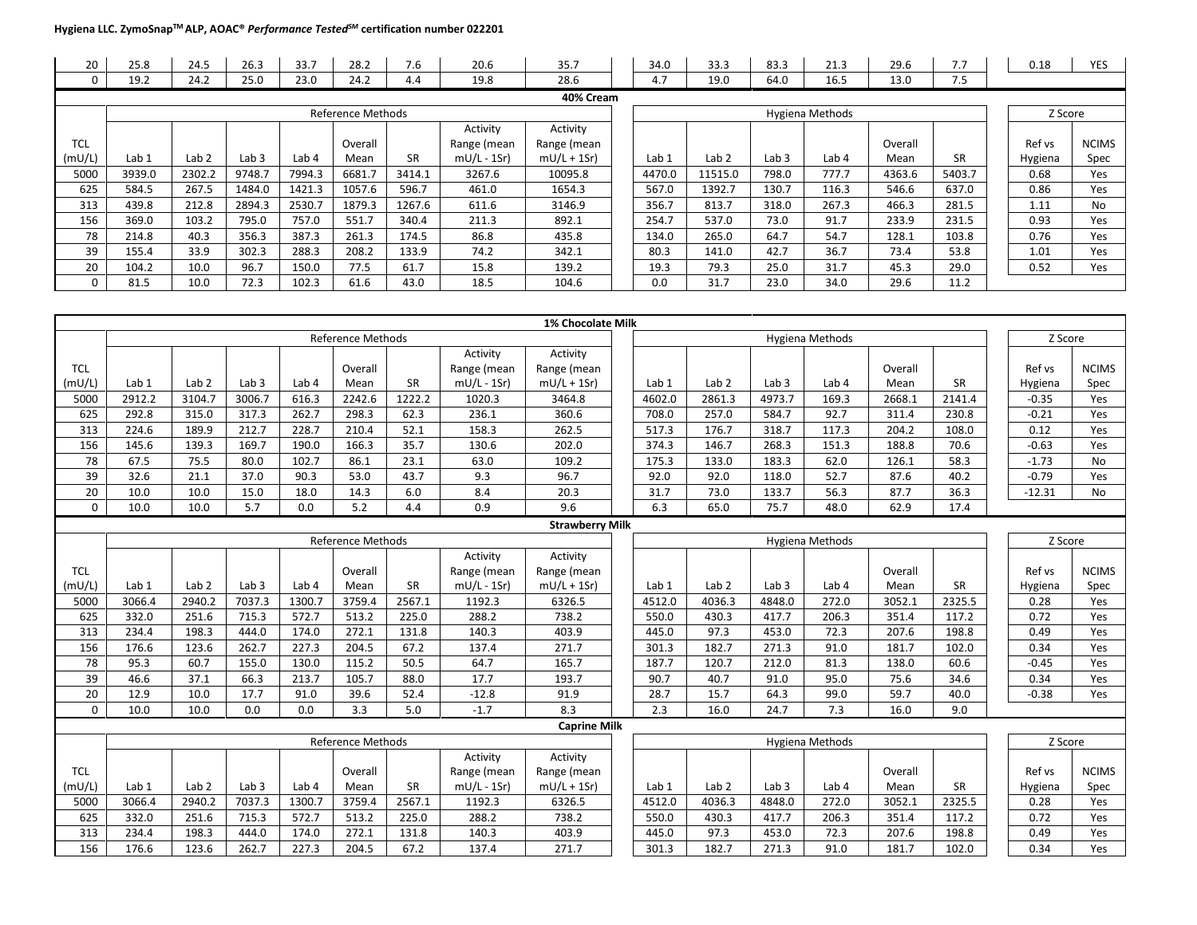| | | | | | | | | | | | | | | | | | |
|---|---|---|---|---|---|---|---|---|---|---|---|---|---|---|---|---|---|
| 20 | 25.8 | 24.5 | 26.3 | 33.7 | 28.2 | 7.6 | 20.6 | 35.7 | 34.0 | 33.3 | 83.3 | 21.3 | 29.6 | 7.7 | | 0.18 | YES |
| 0 | 19.2 | 24.2 | 25.0 | 23.0 | 24.2 | 4.4 | 19.8 | 28.6 | 4.7 | 19.0 | 64.0 | 16.5 | 13.0 | 7.5 | | | |

**40% Cream**

| | Reference Methods | | | | | | | | Hygiena Methods | | | | | | | Z Score | |
|---|---|---|---|---|---|---|---|---|---|---|---|---|---|---|---|---|---|
| TCL (mU/L) | Lab 1 | Lab 2 | Lab 3 | Lab 4 | Overall Mean | SR | Activity Range (mean mU/L - 1Sr) | Activity Range (mean mU/L + 1Sr) | Lab 1 | Lab 2 | Lab 3 | Lab 4 | Overall Mean | SR | | Ref vs Hygiena | NCIMS Spec |
| 5000 | 3939.0 | 2302.2 | 9748.7 | 7994.3 | 6681.7 | 3414.1 | 3267.6 | 10095.8 | 4470.0 | 11515.0 | 798.0 | 777.7 | 4363.6 | 5403.7 | | 0.68 | Yes |
| 625 | 584.5 | 267.5 | 1484.0 | 1421.3 | 1057.6 | 596.7 | 461.0 | 1654.3 | 567.0 | 1392.7 | 130.7 | 116.3 | 546.6 | 637.0 | | 0.86 | Yes |
| 313 | 439.8 | 212.8 | 2894.3 | 2530.7 | 1879.3 | 1267.6 | 611.6 | 3146.9 | 356.7 | 813.7 | 318.0 | 267.3 | 466.3 | 281.5 | | 1.11 | No |
| 156 | 369.0 | 103.2 | 795.0 | 757.0 | 551.7 | 340.4 | 211.3 | 892.1 | 254.7 | 537.0 | 73.0 | 91.7 | 233.9 | 231.5 | | 0.93 | Yes |
| 78 | 214.8 | 40.3 | 356.3 | 387.3 | 261.3 | 174.5 | 86.8 | 435.8 | 134.0 | 265.0 | 64.7 | 54.7 | 128.1 | 103.8 | | 0.76 | Yes |
| 39 | 155.4 | 33.9 | 302.3 | 288.3 | 208.2 | 133.9 | 74.2 | 342.1 | 80.3 | 141.0 | 42.7 | 36.7 | 73.4 | 53.8 | | 1.01 | Yes |
| 20 | 104.2 | 10.0 | 96.7 | 150.0 | 77.5 | 61.7 | 15.8 | 139.2 | 19.3 | 79.3 | 25.0 | 31.7 | 45.3 | 29.0 | | 0.52 | Yes |
| 0 | 81.5 | 10.0 | 72.3 | 102.3 | 61.6 | 43.0 | 18.5 | 104.6 | 0.0 | 31.7 | 23.0 | 34.0 | 29.6 | 11.2 | | | |

**1% Chocolate Milk**

| | Reference Methods | | | | | | | | Hygiena Methods | | | | | | | Z Score | |
|---|---|---|---|---|---|---|---|---|---|---|---|---|---|---|---|---|---|
| TCL (mU/L) | Lab 1 | Lab 2 | Lab 3 | Lab 4 | Overall Mean | SR | Activity Range (mean mU/L - 1Sr) | Activity Range (mean mU/L + 1Sr) | Lab 1 | Lab 2 | Lab 3 | Lab 4 | Overall Mean | SR | | Ref vs Hygiena | NCIMS Spec |
| 5000 | 2912.2 | 3104.7 | 3006.7 | 616.3 | 2242.6 | 1222.2 | 1020.3 | 3464.8 | 4602.0 | 2861.3 | 4973.7 | 169.3 | 2668.1 | 2141.4 | | -0.35 | Yes |
| 625 | 292.8 | 315.0 | 317.3 | 262.7 | 298.3 | 62.3 | 236.1 | 360.6 | 708.0 | 257.0 | 584.7 | 92.7 | 311.4 | 230.8 | | -0.21 | Yes |
| 313 | 224.6 | 189.9 | 212.7 | 228.7 | 210.4 | 52.1 | 158.3 | 262.5 | 517.3 | 176.7 | 318.7 | 117.3 | 204.2 | 108.0 | | 0.12 | Yes |
| 156 | 145.6 | 139.3 | 169.7 | 190.0 | 166.3 | 35.7 | 130.6 | 202.0 | 374.3 | 146.7 | 268.3 | 151.3 | 188.8 | 70.6 | | -0.63 | Yes |
| 78 | 67.5 | 75.5 | 80.0 | 102.7 | 86.1 | 23.1 | 63.0 | 109.2 | 175.3 | 133.0 | 183.3 | 62.0 | 126.1 | 58.3 | | -1.73 | No |
| 39 | 32.6 | 21.1 | 37.0 | 90.3 | 53.0 | 43.7 | 9.3 | 96.7 | 92.0 | 92.0 | 118.0 | 52.7 | 87.6 | 40.2 | | -0.79 | Yes |
| 20 | 10.0 | 10.0 | 15.0 | 18.0 | 14.3 | 6.0 | 8.4 | 20.3 | 31.7 | 73.0 | 133.7 | 56.3 | 87.7 | 36.3 | | -12.31 | No |
| 0 | 10.0 | 10.0 | 5.7 | 0.0 | 5.2 | 4.4 | 0.9 | 9.6 | 6.3 | 65.0 | 75.7 | 48.0 | 62.9 | 17.4 | | | |

**Strawberry Milk**

| | Reference Methods | | | | | | | | Hygiena Methods | | | | | | | Z Score | |
|---|---|---|---|---|---|---|---|---|---|---|---|---|---|---|---|---|---|
| TCL (mU/L) | Lab 1 | Lab 2 | Lab 3 | Lab 4 | Overall Mean | SR | Activity Range (mean mU/L - 1Sr) | Activity Range (mean mU/L + 1Sr) | Lab 1 | Lab 2 | Lab 3 | Lab 4 | Overall Mean | SR | | Ref vs Hygiena | NCIMS Spec |
| 5000 | 3066.4 | 2940.2 | 7037.3 | 1300.7 | 3759.4 | 2567.1 | 1192.3 | 6326.5 | 4512.0 | 4036.3 | 4848.0 | 272.0 | 3052.1 | 2325.5 | | 0.28 | Yes |
| 625 | 332.0 | 251.6 | 715.3 | 572.7 | 513.2 | 225.0 | 288.2 | 738.2 | 550.0 | 430.3 | 417.7 | 206.3 | 351.4 | 117.2 | | 0.72 | Yes |
| 313 | 234.4 | 198.3 | 444.0 | 174.0 | 272.1 | 131.8 | 140.3 | 403.9 | 445.0 | 97.3 | 453.0 | 72.3 | 207.6 | 198.8 | | 0.49 | Yes |
| 156 | 176.6 | 123.6 | 262.7 | 227.3 | 204.5 | 67.2 | 137.4 | 271.7 | 301.3 | 182.7 | 271.3 | 91.0 | 181.7 | 102.0 | | 0.34 | Yes |
| 78 | 95.3 | 60.7 | 155.0 | 130.0 | 115.2 | 50.5 | 64.7 | 165.7 | 187.7 | 120.7 | 212.0 | 81.3 | 138.0 | 60.6 | | -0.45 | Yes |
| 39 | 46.6 | 37.1 | 66.3 | 213.7 | 105.7 | 88.0 | 17.7 | 193.7 | 90.7 | 40.7 | 91.0 | 95.0 | 75.6 | 34.6 | | 0.34 | Yes |
| 20 | 12.9 | 10.0 | 17.7 | 91.0 | 39.6 | 52.4 | -12.8 | 91.9 | 28.7 | 15.7 | 64.3 | 99.0 | 59.7 | 40.0 | | -0.38 | Yes |
| 0 | 10.0 | 10.0 | 0.0 | 0.0 | 3.3 | 5.0 | -1.7 | 8.3 | 2.3 | 16.0 | 24.7 | 7.3 | 16.0 | 9.0 | | | |

**Caprine Milk**

| | Reference Methods | | | | | | | | Hygiena Methods | | | | | | | Z Score | |
|---|---|---|---|---|---|---|---|---|---|---|---|---|---|---|---|---|---|
| TCL (mU/L) | Lab 1 | Lab 2 | Lab 3 | Lab 4 | Overall Mean | SR | Activity Range (mean mU/L - 1Sr) | Activity Range (mean mU/L + 1Sr) | Lab 1 | Lab 2 | Lab 3 | Lab 4 | Overall Mean | SR | | Ref vs Hygiena | NCIMS Spec |
| 5000 | 3066.4 | 2940.2 | 7037.3 | 1300.7 | 3759.4 | 2567.1 | 1192.3 | 6326.5 | 4512.0 | 4036.3 | 4848.0 | 272.0 | 3052.1 | 2325.5 | | 0.28 | Yes |
| 625 | 332.0 | 251.6 | 715.3 | 572.7 | 513.2 | 225.0 | 288.2 | 738.2 | 550.0 | 430.3 | 417.7 | 206.3 | 351.4 | 117.2 | | 0.72 | Yes |
| 313 | 234.4 | 198.3 | 444.0 | 174.0 | 272.1 | 131.8 | 140.3 | 403.9 | 445.0 | 97.3 | 453.0 | 72.3 | 207.6 | 198.8 | | 0.49 | Yes |
| 156 | 176.6 | 123.6 | 262.7 | 227.3 | 204.5 | 67.2 | 137.4 | 271.7 | 301.3 | 182.7 | 271.3 | 91.0 | 181.7 | 102.0 | | 0.34 | Yes |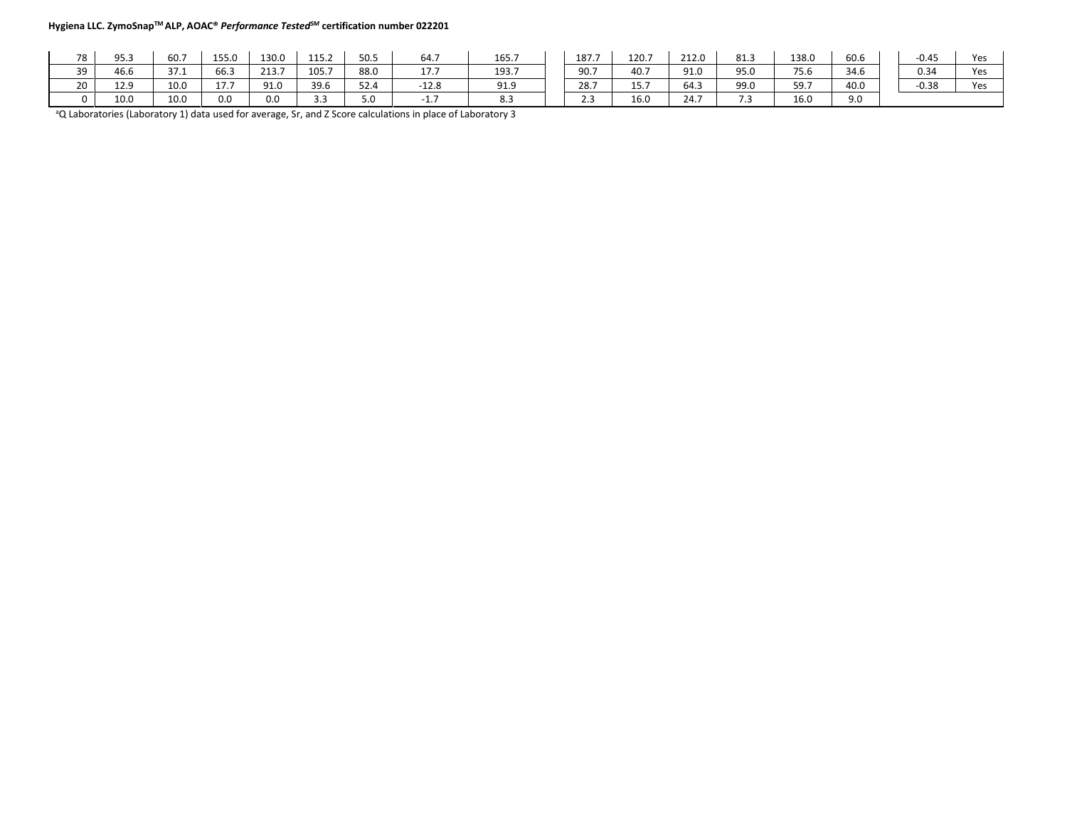| | | | | | | | | | | | | | | | |
|---|---|---|---|---|---|---|---|---|---|---|---|---|---|---|---|
| 78 | 95.3 | 60.7 | 155.0 | 130.0 | 115.2 | 50.5 | 64.7 | 165.7 | 187.7 | 120.7 | 212.0 | 81.3 | 138.0 | 60.6 | -0.45 | Yes |
| 39 | 46.6 | 37.1 | 66.3 | 213.7 | 105.7 | 88.0 | 17.7 | 193.7 | 90.7 | 40.7 | 91.0 | 95.0 | 75.6 | 34.6 | 0.34 | Yes |
| 20 | 12.9 | 10.0 | 17.7 | 91.0 | 39.6 | 52.4 | -12.8 | 91.9 | 28.7 | 15.7 | 64.3 | 99.0 | 59.7 | 40.0 | -0.38 | Yes |
| 0 | 10.0 | 10.0 | 0.0 | 0.0 | 3.3 | 5.0 | -1.7 | 8.3 | 2.3 | 16.0 | 24.7 | 7.3 | 16.0 | 9.0 | | |

[a]Q Laboratories (Laboratory 1) data used for average, Sr, and Z Score calculations in place of Laboratory 3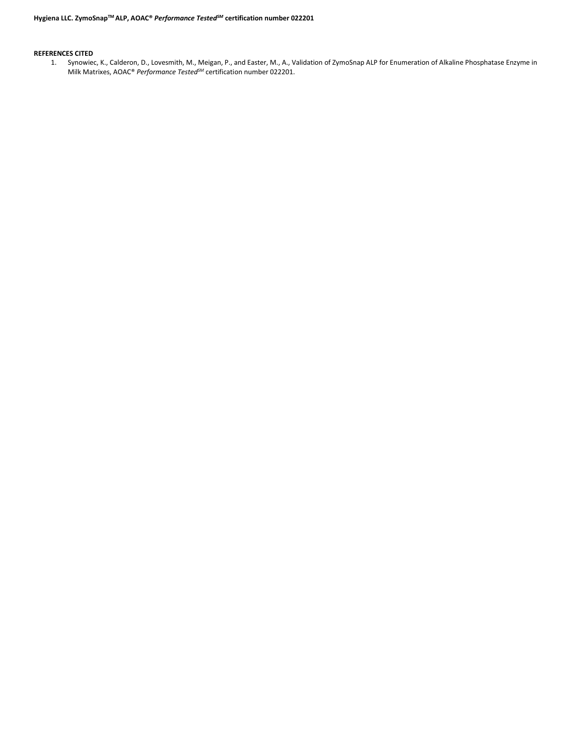**REFERENCES CITED**

1. Synowiec, K., Calderon, D., Lovesmith, M., Meigan, P., and Easter, M., A., Validation of ZymoSnap ALP for Enumeration of Alkaline Phosphatase Enzyme in Milk Matrixes, AOAC® *Performance Tested*SM certification number 022201.